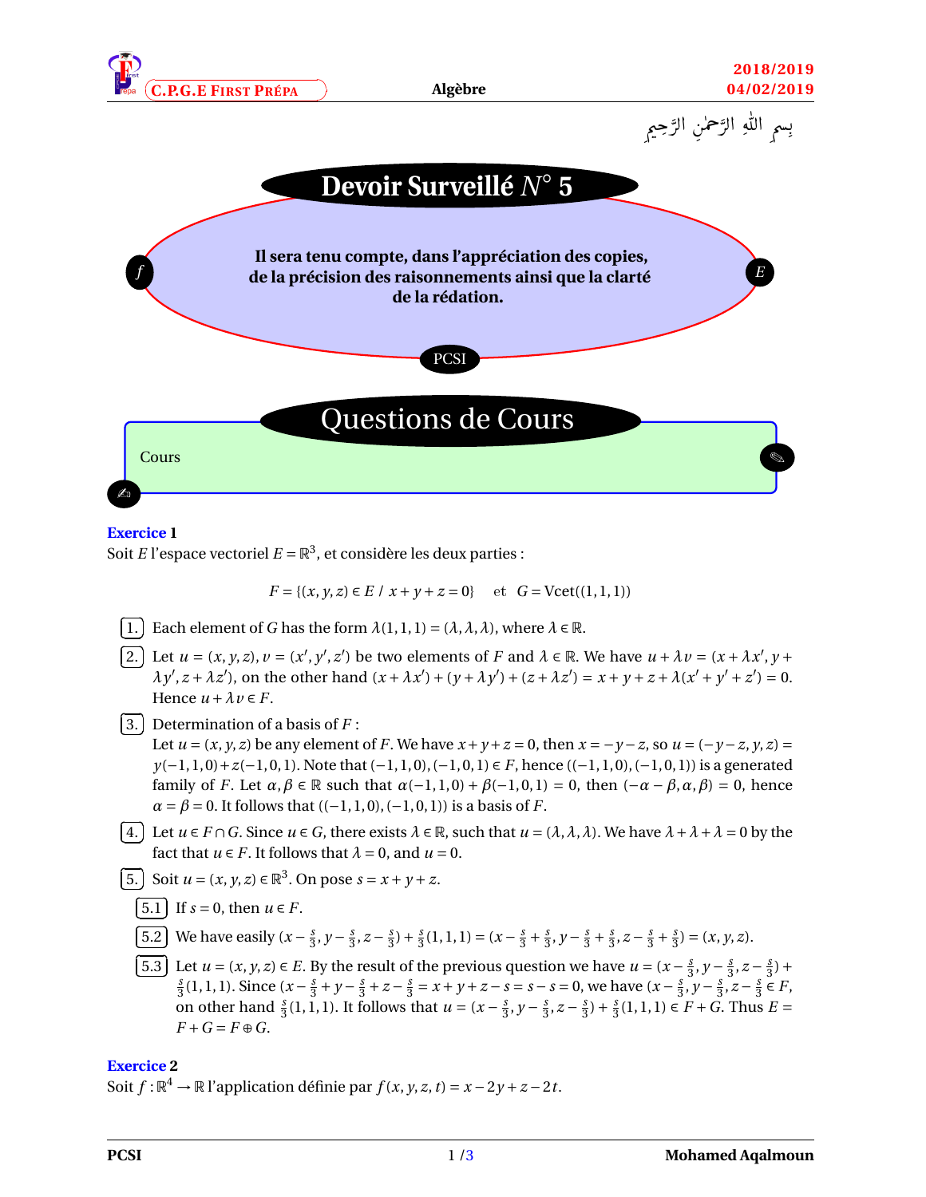بِسمِ اللهِ الرَّحمٰنِ الرَّحِيمِ

# Devoir Surveillé $N^\circ$ 5

**Il sera tenu compte, dans l'appréciation des copies, de la précision des raisonnements ainsi que la clarté de la rédation.**

PCSI

## Questions de Cours

Cours

**Exercice 1**

Soit $E$ l'espace vectoriel $E = \mathbb{R}^3$, et considère les deux parties :

$$F = \{(x, y, z) \in E \ / \ x + y + z = 0\} \quad \text{et} \quad G = \text{Vcet}((1, 1, 1))$$

1. Each element of $G$ has the form $\lambda(1, 1, 1) = (\lambda, \lambda, \lambda)$, where $\lambda \in \mathbb{R}$.

2. Let $u = (x, y, z)$, $v = (x', y', z')$ be two elements of $F$ and $\lambda \in \mathbb{R}$. We have $u + \lambda v = (x + \lambda x', y + \lambda y', z + \lambda z')$, on the other hand $(x + \lambda x') + (y + \lambda y') + (z + \lambda z') = x + y + z + \lambda(x' + y' + z') = 0$. Hence $u + \lambda v \in F$.

3. Determination of a basis of $F$ :
Let $u = (x, y, z)$ be any element of $F$. We have $x + y + z = 0$, then $x = -y - z$, so $u = (-y - z, y, z) = y(-1, 1, 0) + z(-1, 0, 1)$. Note that $(-1, 1, 0), (-1, 0, 1) \in F$, hence $((-1, 1, 0), (-1, 0, 1))$ is a generated family of $F$. Let $\alpha, \beta \in \mathbb{R}$ such that $\alpha(-1, 1, 0) + \beta(-1, 0, 1) = 0$, then $(-\alpha - \beta, \alpha, \beta) = 0$, hence $\alpha = \beta = 0$. It follows that $((-1, 1, 0), (-1, 0, 1))$ is a basis of $F$.

4. Let $u \in F \cap G$. Since $u \in G$, there exists $\lambda \in \mathbb{R}$, such that $u = (\lambda, \lambda, \lambda)$. We have $\lambda + \lambda + \lambda = 0$ by the fact that $u \in F$. It follows that $\lambda = 0$, and $u = 0$.

5. Soit $u = (x, y, z) \in \mathbb{R}^3$. On pose $s = x + y + z$.

   5.1 If $s = 0$, then $u \in F$.

   5.2 We have easily $(x - \frac{s}{3}, y - \frac{s}{3}, z - \frac{s}{3}) + \frac{s}{3}(1, 1, 1) = (x - \frac{s}{3} + \frac{s}{3}, y - \frac{s}{3} + \frac{s}{3}, z - \frac{s}{3} + \frac{s}{3}) = (x, y, z)$.

   5.3 Let $u = (x, y, z) \in E$. By the result of the previous question we have $u = (x - \frac{s}{3}, y - \frac{s}{3}, z - \frac{s}{3}) + \frac{s}{3}(1, 1, 1)$. Since $(x - \frac{s}{3} + y - \frac{s}{3} + z - \frac{s}{3} = x + y + z - s = s - s = 0$, we have $(x - \frac{s}{3}, y - \frac{s}{3}, z - \frac{s}{3} \in F$, on other hand $\frac{s}{3}(1, 1, 1)$. It follows that $u = (x - \frac{s}{3}, y - \frac{s}{3}, z - \frac{s}{3}) + \frac{s}{3}(1, 1, 1) \in F + G$. Thus $E = F + G = F \oplus G$.

**Exercice 2**

Soit $f : \mathbb{R}^4 \to \mathbb{R}$ l'application définie par $f(x, y, z, t) = x - 2y + z - 2t$.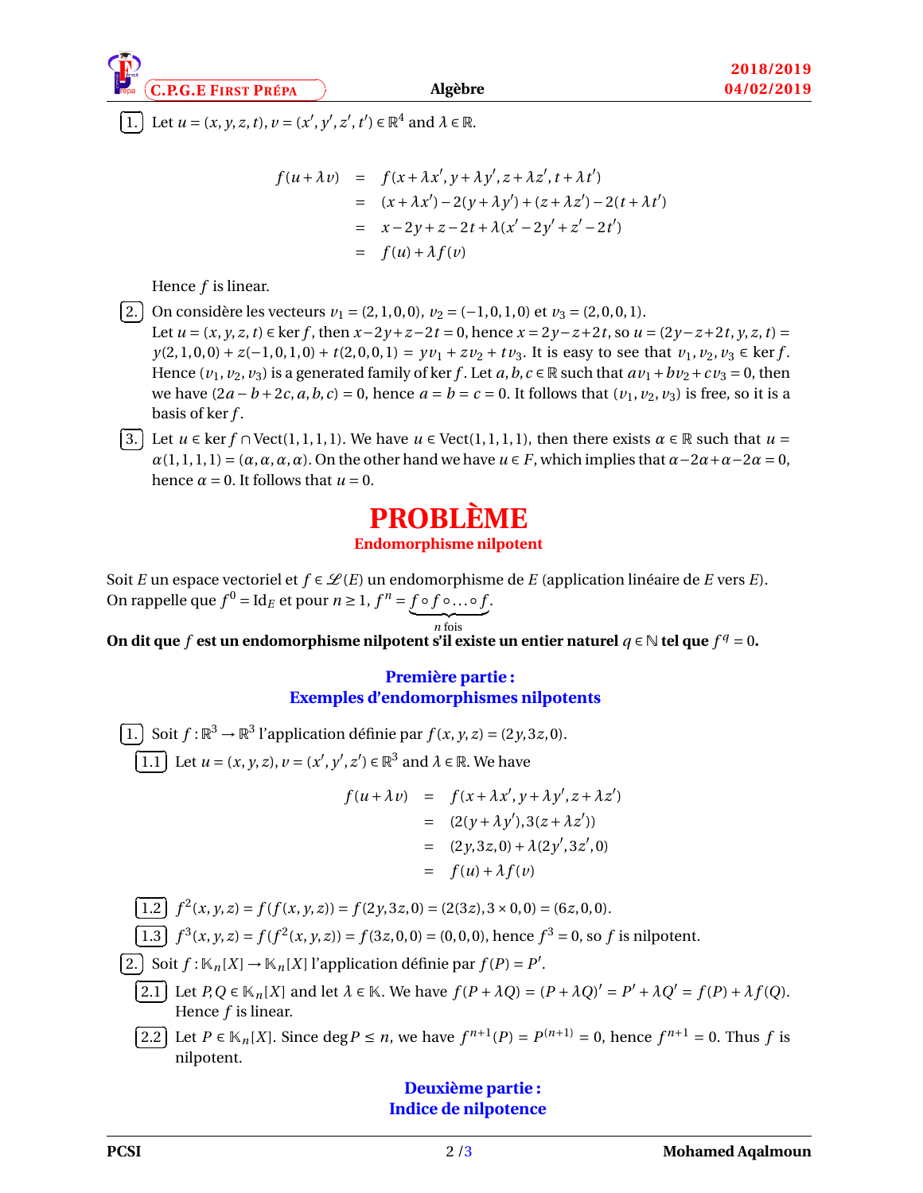**1.** Let $u = (x, y, z, t), v = (x', y', z', t') \in \mathbb{R}^4$ and $\lambda \in \mathbb{R}$.

$$\begin{aligned}
f(u+\lambda v) &= f(x+\lambda x', y+\lambda y', z+\lambda z', t+\lambda t') \\
&= (x+\lambda x') - 2(y+\lambda y') + (z+\lambda z') - 2(t+\lambda t') \\
&= x - 2y + z - 2t + \lambda(x' - 2y' + z' - 2t') \\
&= f(u) + \lambda f(v)
\end{aligned}$$

Hence $f$ is linear.

**2.** On considère les vecteurs $v_1 = (2,1,0,0)$, $v_2 = (-1,0,1,0)$ et $v_3 = (2,0,0,1)$.
Let $u = (x, y, z, t) \in \ker f$, then $x-2y+z-2t = 0$, hence $x = 2y-z+2t$, so $u = (2y-z+2t, y, z, t) = y(2,1,0,0) + z(-1,0,1,0) + t(2,0,0,1) = yv_1 + zv_2 + tv_3$. It is easy to see that $v_1, v_2, v_3 \in \ker f$. Hence $(v_1, v_2, v_3)$ is a generated family of $\ker f$. Let $a, b, c \in \mathbb{R}$ such that $av_1 + bv_2 + cv_3 = 0$, then we have $(2a - b + 2c, a, b, c) = 0$, hence $a = b = c = 0$. It follows that $(v_1, v_2, v_3)$ is free, so it is a basis of $\ker f$.

**3.** Let $u \in \ker f \cap \text{Vect}(1,1,1,1)$. We have $u \in \text{Vect}(1,1,1,1)$, then there exists $\alpha \in \mathbb{R}$ such that $u = \alpha(1,1,1,1) = (\alpha, \alpha, \alpha, \alpha)$. On the other hand we have $u \in F$, which implies that $\alpha - 2\alpha + \alpha - 2\alpha = 0$, hence $\alpha = 0$. It follows that $u = 0$.

# PROBLÈME

## Endomorphisme nilpotent

Soit $E$ un espace vectoriel et $f \in \mathscr{L}(E)$ un endomorphisme de $E$ (application linéaire de $E$ vers $E$).
On rappelle que $f^0 = \text{Id}_E$ et pour $n \geq 1$, $f^n = \underbrace{f \circ f \circ \ldots \circ f}_{n \text{ fois}}$.

**On dit que $f$ est un endomorphisme nilpotent s'il existe un entier naturel $q \in \mathbb{N}$ tel que $f^q = 0$.**

## Première partie : Exemples d'endomorphismes nilpotents

**1.** Soit $f : \mathbb{R}^3 \to \mathbb{R}^3$ l'application définie par $f(x, y, z) = (2y, 3z, 0)$.

**1.1** Let $u = (x, y, z), v = (x', y', z') \in \mathbb{R}^3$ and $\lambda \in \mathbb{R}$. We have

$$\begin{aligned}
f(u+\lambda v) &= f(x+\lambda x', y+\lambda y', z+\lambda z') \\
&= (2(y+\lambda y'), 3(z+\lambda z')) \\
&= (2y, 3z, 0) + \lambda(2y', 3z', 0) \\
&= f(u) + \lambda f(v)
\end{aligned}$$

**1.2** $f^2(x, y, z) = f(f(x, y, z)) = f(2y, 3z, 0) = (2(3z), 3 \times 0, 0) = (6z, 0, 0)$.

**1.3** $f^3(x, y, z) = f(f^2(x, y, z)) = f(3z, 0, 0) = (0, 0, 0)$, hence $f^3 = 0$, so $f$ is nilpotent.

**2.** Soit $f : \mathbb{K}_n[X] \to \mathbb{K}_n[X]$ l'application définie par $f(P) = P'$.

**2.1** Let $P, Q \in \mathbb{K}_n[X]$ and let $\lambda \in \mathbb{K}$. We have $f(P + \lambda Q) = (P + \lambda Q)' = P' + \lambda Q' = f(P) + \lambda f(Q)$. Hence $f$ is linear.

**2.2** Let $P \in \mathbb{K}_n[X]$. Since $\deg P \leq n$, we have $f^{n+1}(P) = P^{(n+1)} = 0$, hence $f^{n+1} = 0$. Thus $f$ is nilpotent.

## Deuxième partie : Indice de nilpotence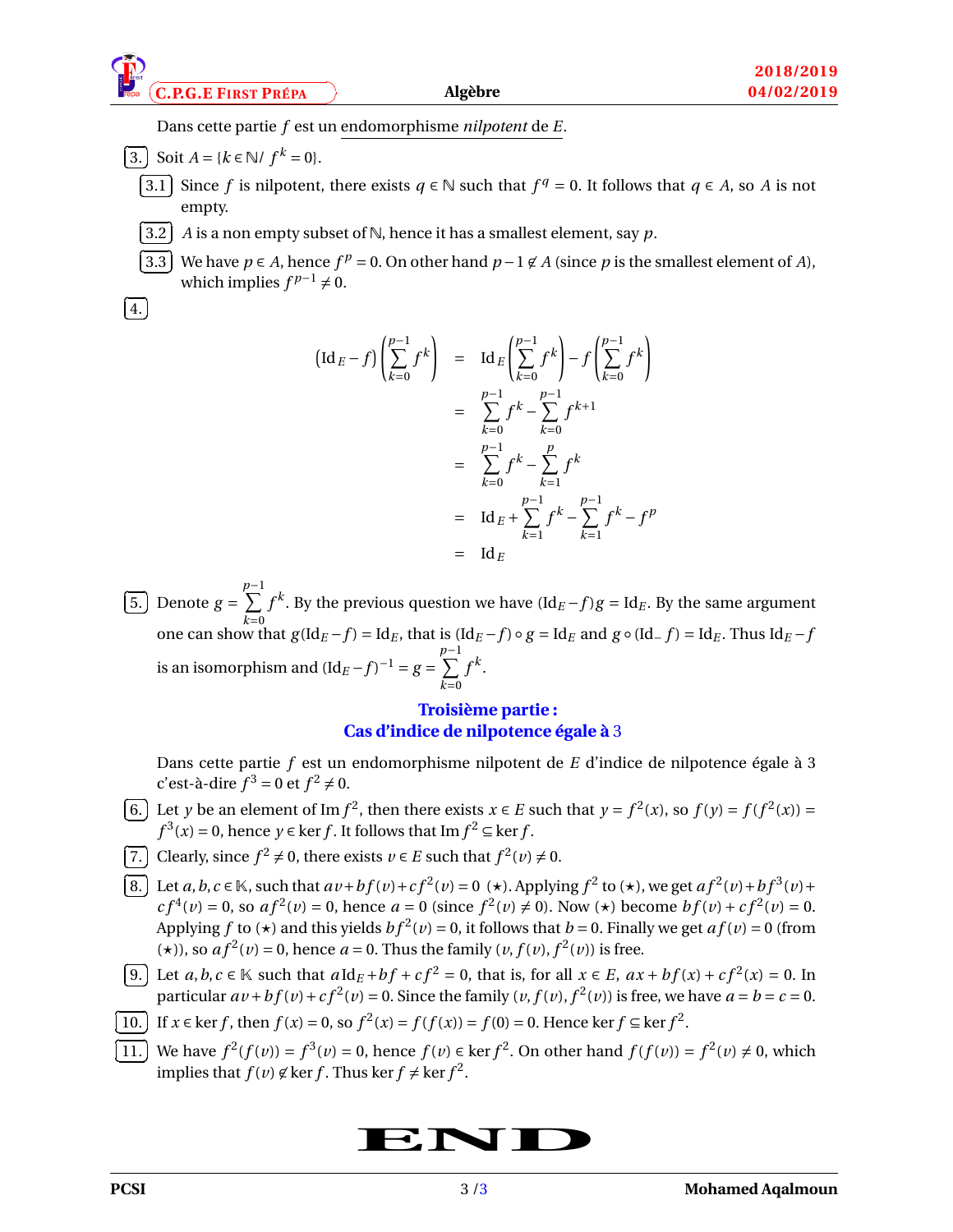Dans cette partie $f$ est un endomorphisme *nilpotent* de $E$.

**3.** Soit $A = \{k \in \mathbb{N} / \ f^k = 0\}$.

**3.1** Since $f$ is nilpotent, there exists $q \in \mathbb{N}$ such that $f^q = 0$. It follows that $q \in A$, so $A$ is not empty.

**3.2** $A$ is a non empty subset of $\mathbb{N}$, hence it has a smallest element, say $p$.

**3.3** We have $p \in A$, hence $f^p = 0$. On other hand $p-1 \notin A$ (since $p$ is the smallest element of $A$), which implies $f^{p-1} \neq 0$.

**4.**

$$
\begin{aligned}
(\mathrm{Id}_E - f)\left(\sum_{k=0}^{p-1} f^k\right) &= \mathrm{Id}_E\left(\sum_{k=0}^{p-1} f^k\right) - f\left(\sum_{k=0}^{p-1} f^k\right) \\
&= \sum_{k=0}^{p-1} f^k - \sum_{k=0}^{p-1} f^{k+1} \\
&= \sum_{k=0}^{p-1} f^k - \sum_{k=1}^{p} f^k \\
&= \mathrm{Id}_E + \sum_{k=1}^{p-1} f^k - \sum_{k=1}^{p-1} f^k - f^p \\
&= \mathrm{Id}_E
\end{aligned}
$$

**5.** Denote $g = \sum_{k=0}^{p-1} f^k$. By the previous question we have $(\mathrm{Id}_E - f)g = \mathrm{Id}_E$. By the same argument one can show that $g(\mathrm{Id}_E - f) = \mathrm{Id}_E$, that is $(\mathrm{Id}_E - f)\circ g = \mathrm{Id}_E$ and $g \circ (\mathrm{Id}_- f) = \mathrm{Id}_E$. Thus $\mathrm{Id}_E - f$ is an isomorphism and $(\mathrm{Id}_E - f)^{-1} = g = \sum_{k=0}^{p-1} f^k$.

## Troisième partie : Cas d'indice de nilpotence égale à 3

Dans cette partie $f$ est un endomorphisme nilpotent de $E$ d'indice de nilpotence égale à 3 c'est-à-dire $f^3 = 0$ et $f^2 \neq 0$.

**6.** Let $y$ be an element of $\mathrm{Im} f^2$, then there exists $x \in E$ such that $y = f^2(x)$, so $f(y) = f(f^2(x)) = f^3(x) = 0$, hence $y \in \ker f$. It follows that $\mathrm{Im} f^2 \subseteq \ker f$.

**7.** Clearly, since $f^2 \neq 0$, there exists $v \in E$ such that $f^2(v) \neq 0$.

**8.** Let $a, b, c \in \mathbb{K}$, such that $av + bf(v) + cf^2(v) = 0$ $(\star)$. Applying $f^2$ to $(\star)$, we get $af^2(v) + bf^3(v) + cf^4(v) = 0$, so $af^2(v) = 0$, hence $a = 0$ (since $f^2(v) \neq 0$). Now $(\star)$ become $bf(v) + cf^2(v) = 0$. Applying $f$ to $(\star)$ and this yields $bf^2(v) = 0$, it follows that $b = 0$. Finally we get $af(v) = 0$ (from $(\star)$), so $af^2(v) = 0$, hence $a = 0$. Thus the family $(v, f(v), f^2(v))$ is free.

**9.** Let $a, b, c \in \mathbb{K}$ such that $a\mathrm{Id}_E + bf + cf^2 = 0$, that is, for all $x \in E$, $ax + bf(x) + cf^2(x) = 0$. In particular $av + bf(v) + cf^2(v) = 0$. Since the family $(v, f(v), f^2(v))$ is free, we have $a = b = c = 0$.

**10.** If $x \in \ker f$, then $f(x) = 0$, so $f^2(x) = f(f(x)) = f(0) = 0$. Hence $\ker f \subseteq \ker f^2$.

**11.** We have $f^2(f(v)) = f^3(v) = 0$, hence $f(v) \in \ker f^2$. On other hand $f(f(v)) = f^2(v) \neq 0$, which implies that $f(v) \notin \ker f$. Thus $\ker f \neq \ker f^2$.

**END**